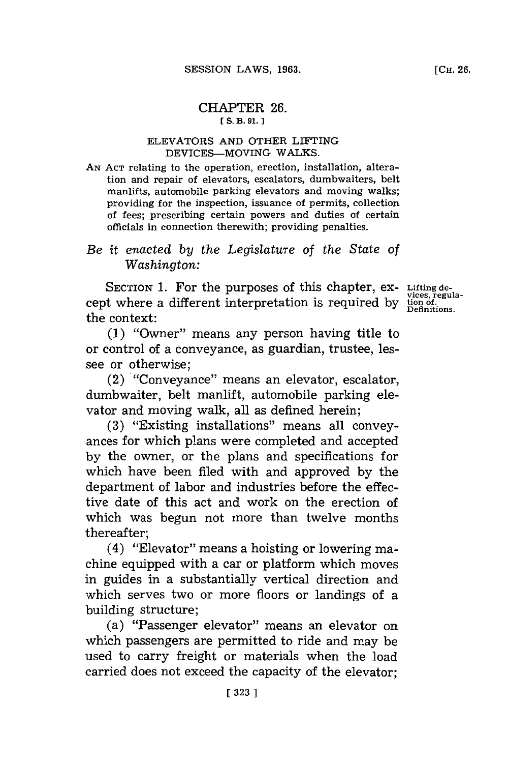# CHAPTER 26.

[S. B. 91.]

## ELEVATORS AND OTHER LIFTING DEVICES—MOVING WALKS.

AN ACT relating to the operation, erection, installation, alteration and repair of elevators, escalators, dumbwaiters, belt manlifts, automobile parking elevators and moving walks; providing for the inspection, issuance of permits, collection of fees; prescribing certain powers and duties of certain officials in connection therewith; providing penalties.

*Be it enacted by the Legislature of the State of Washington:*

SECTION 1. For the purposes of this chapter, except where a different interpretation is required by the context:

Lifting devices, regulation of. Definitions.

(1) "Owner" means any person having title to or control of a conveyance, as guardian, trustee, lessee or otherwise;

(2) "Conveyance" means an elevator, escalator, dumbwaiter, belt manlift, automobile parking elevator and moving walk, all as defined herein;

(3) "Existing installations" means all conveyances for which plans were completed and accepted by the owner, or the plans and specifications for which have been filed with and approved by the department of labor and industries before the effective date of this act and work on the erection of which was begun not more than twelve months thereafter;

(4) "Elevator" means a hoisting or lowering machine equipped with a car or platform which moves in guides in a substantially vertical direction and which serves two or more floors or landings of a building structure;

(a) "Passenger elevator" means an elevator on which passengers are permitted to ride and may be used to carry freight or materials when the load carried does not exceed the capacity of the elevator;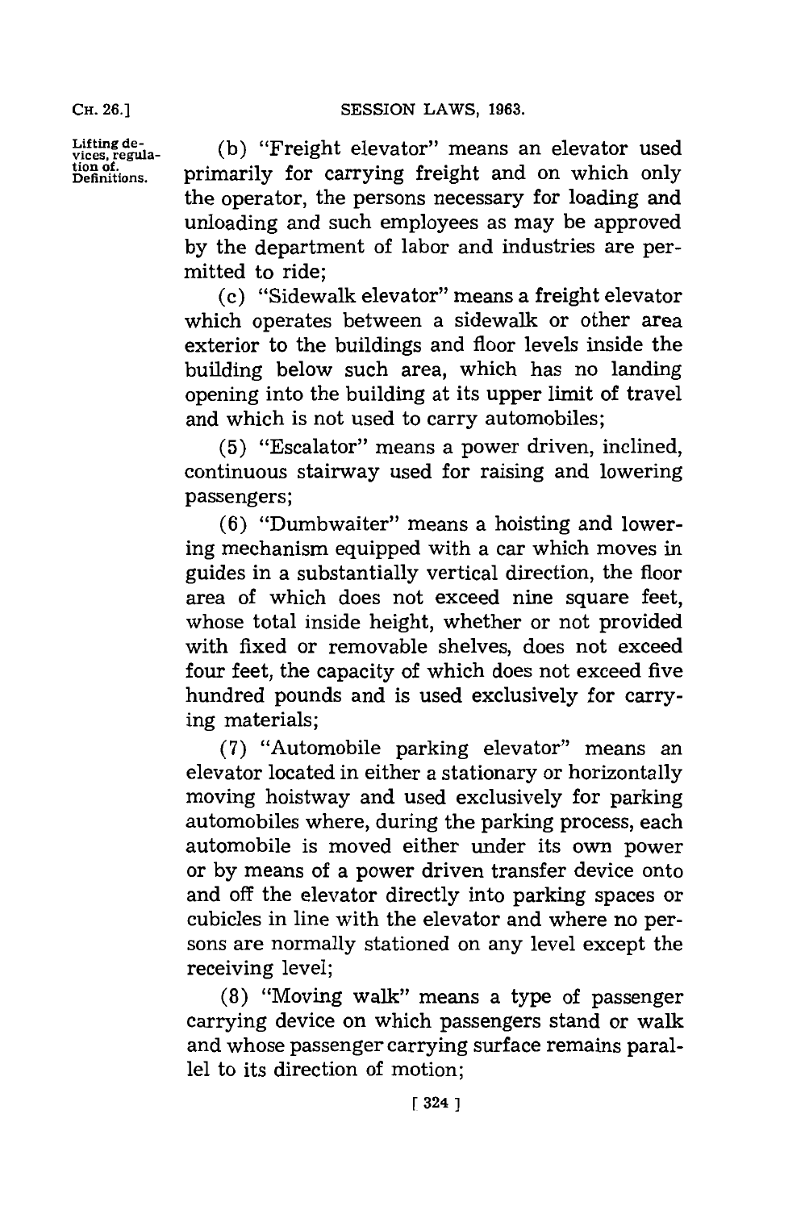Lifting devices, regulation of. Definitions.

(b) "Freight elevator" means an elevator used primarily for carrying freight and on which only the operator, the persons necessary for loading and unloading and such employees as may be approved by the department of labor and industries are permitted to ride;

(c) "Sidewalk elevator" means a freight elevator which operates between a sidewalk or other area exterior to the buildings and floor levels inside the building below such area, which has no landing opening into the building at its upper limit of travel and which is not used to carry automobiles;

(5) "Escalator" means a power driven, inclined, continuous stairway used for raising and lowering passengers;

(6) "Dumbwaiter" means a hoisting and lowering mechanism equipped with a car which moves in guides in a substantially vertical direction, the floor area of which does not exceed nine square feet, whose total inside height, whether or not provided with fixed or removable shelves, does not exceed four feet, the capacity of which does not exceed five hundred pounds and is used exclusively for carrying materials;

(7) "Automobile parking elevator" means an elevator located in either a stationary or horizontally moving hoistway and used exclusively for parking automobiles where, during the parking process, each automobile is moved either under its own power or by means of a power driven transfer device onto and off the elevator directly into parking spaces or cubicles in line with the elevator and where no persons are normally stationed on any level except the receiving level;

(8) "Moving walk" means a type of passenger carrying device on which passengers stand or walk and whose passenger carrying surface remains parallel to its direction of motion;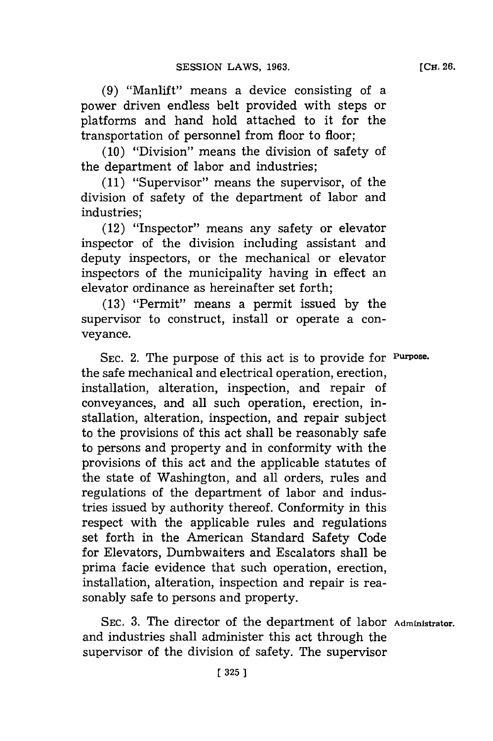(9) "Manlift" means a device consisting of a power driven endless belt provided with steps or platforms and hand hold attached to it for the transportation of personnel from floor to floor;

(10) "Division" means the division of safety of the department of labor and industries;

(11) "Supervisor" means the supervisor, of the division of safety of the department of labor and industries;

(12) "Inspector" means any safety or elevator inspector of the division including assistant and deputy inspectors, or the mechanical or elevator inspectors of the municipality having in effect an elevator ordinance as hereinafter set forth;

(13) "Permit" means a permit issued by the supervisor to construct, install or operate a conveyance.

SEC. 2. The purpose of this act is to provide for the safe mechanical and electrical operation, erection, installation, alteration, inspection, and repair of conveyances, and all such operation, erection, installation, alteration, inspection, and repair subject to the provisions of this act shall be reasonably safe to persons and property and in conformity with the provisions of this act and the applicable statutes of the state of Washington, and all orders, rules and regulations of the department of labor and industries issued by authority thereof. Conformity in this respect with the applicable rules and regulations set forth in the American Standard Safety Code for Elevators, Dumbwaiters and Escalators shall be prima facie evidence that such operation, erection, installation, alteration, inspection and repair is reasonably safe to persons and property.

Purpose.

SEC. 3. The director of the department of labor and industries shall administer this act through the supervisor of the division of safety. The supervisor

Administrator.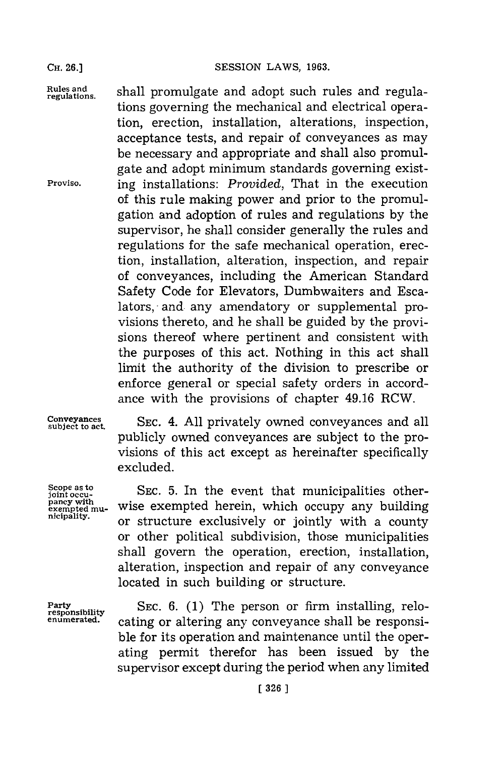Rules and regulations. shall promulgate and adopt such rules and regulations governing the mechanical and electrical operation, erection, installation, alterations, inspection, acceptance tests, and repair of conveyances as may be necessary and appropriate and shall also promulgate and adopt minimum standards governing existing installations: *Provided*, That in the execution of this rule making power and prior to the promulgation and adoption of rules and regulations by the supervisor, he shall consider generally the rules and regulations for the safe mechanical operation, erection, installation, alteration, inspection, and repair of conveyances, including the American Standard Safety Code for Elevators, Dumbwaiters and Escalators, and any amendatory or supplemental provisions thereto, and he shall be guided by the provisions thereof where pertinent and consistent with the purposes of this act. Nothing in this act shall limit the authority of the division to prescribe or enforce general or special safety orders in accordance with the provisions of chapter 49.16 RCW.

Proviso.

Conveyances subject to act. SEC. 4. All privately owned conveyances and all publicly owned conveyances are subject to the provisions of this act except as hereinafter specifically excluded.

Scope as to joint occupancy with exempted municipality. SEC. 5. In the event that municipalities otherwise exempted herein, which occupy any building or structure exclusively or jointly with a county or other political subdivision, those municipalities shall govern the operation, erection, installation, alteration, inspection and repair of any conveyance located in such building or structure.

Party responsibility enumerated. SEC. 6. (1) The person or firm installing, relocating or altering any conveyance shall be responsible for its operation and maintenance until the operating permit therefor has been issued by the supervisor except during the period when any limited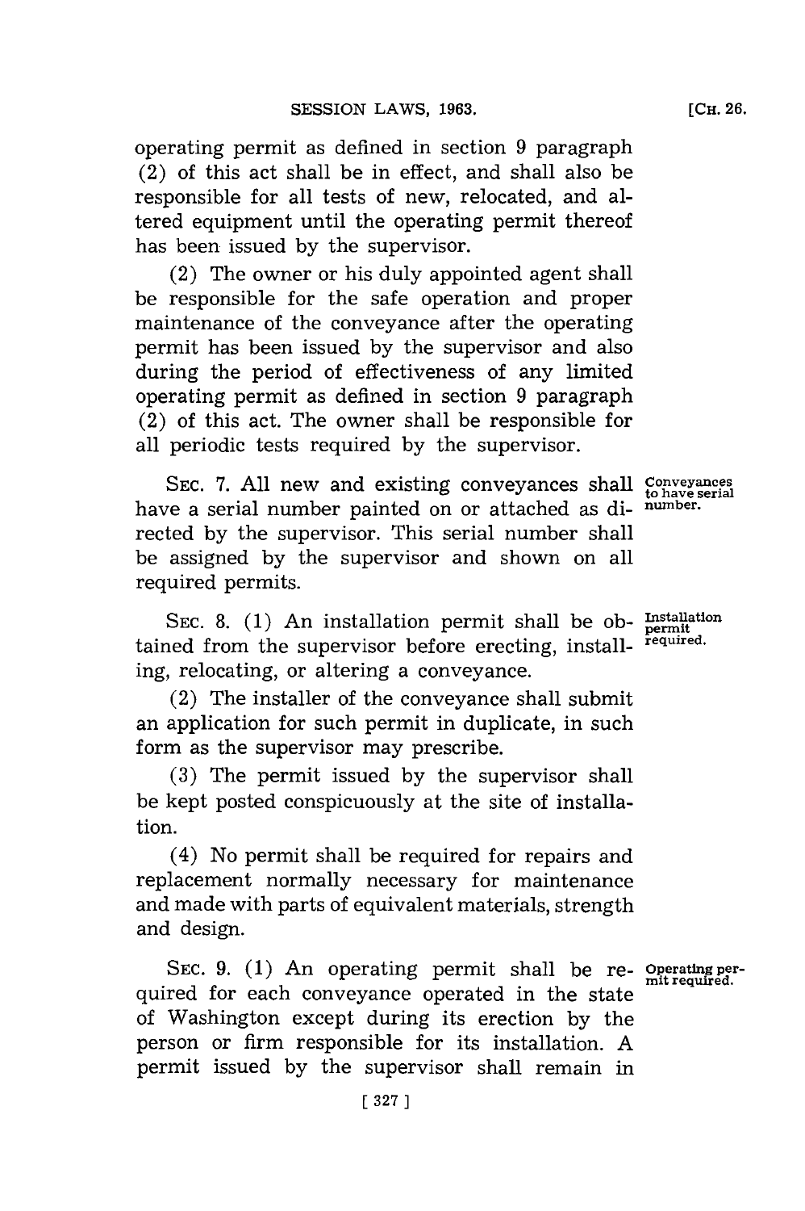operating permit as defined in section 9 paragraph (2) of this act shall be in effect, and shall also be responsible for all tests of new, relocated, and altered equipment until the operating permit thereof has been issued by the supervisor.

(2) The owner or his duly appointed agent shall be responsible for the safe operation and proper maintenance of the conveyance after the operating permit has been issued by the supervisor and also during the period of effectiveness of any limited operating permit as defined in section 9 paragraph (2) of this act. The owner shall be responsible for all periodic tests required by the supervisor.

*Conveyances to have serial number.*

SEC. 7. All new and existing conveyances shall have a serial number painted on or attached as directed by the supervisor. This serial number shall be assigned by the supervisor and shown on all required permits.

*Installation permit required.*

SEC. 8. (1) An installation permit shall be obtained from the supervisor before erecting, installing, relocating, or altering a conveyance.

(2) The installer of the conveyance shall submit an application for such permit in duplicate, in such form as the supervisor may prescribe.

(3) The permit issued by the supervisor shall be kept posted conspicuously at the site of installation.

(4) No permit shall be required for repairs and replacement normally necessary for maintenance and made with parts of equivalent materials, strength and design.

*Operating permit required.*

SEC. 9. (1) An operating permit shall be required for each conveyance operated in the state of Washington except during its erection by the person or firm responsible for its installation. A permit issued by the supervisor shall remain in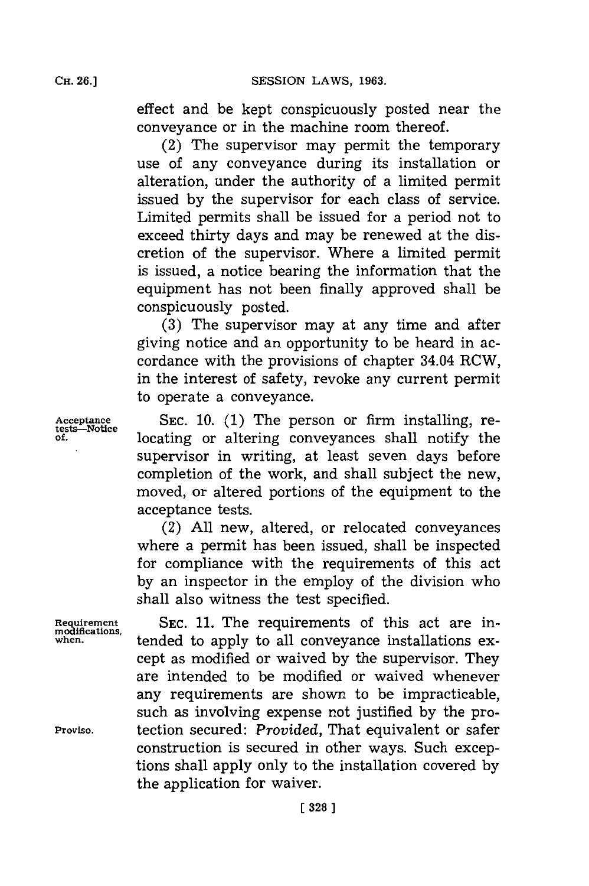effect and be kept conspicuously posted near the conveyance or in the machine room thereof.

(2) The supervisor may permit the temporary use of any conveyance during its installation or alteration, under the authority of a limited permit issued by the supervisor for each class of service. Limited permits shall be issued for a period not to exceed thirty days and may be renewed at the discretion of the supervisor. Where a limited permit is issued, a notice bearing the information that the equipment has not been finally approved shall be conspicuously posted.

(3) The supervisor may at any time and after giving notice and an opportunity to be heard in accordance with the provisions of chapter 34.04 RCW, in the interest of safety, revoke any current permit to operate a conveyance.

Acceptance tests—Notice of.

SEC. 10. (1) The person or firm installing, relocating or altering conveyances shall notify the supervisor in writing, at least seven days before completion of the work, and shall subject the new, moved, or altered portions of the equipment to the acceptance tests.

(2) All new, altered, or relocated conveyances where a permit has been issued, shall be inspected for compliance with the requirements of this act by an inspector in the employ of the division who shall also witness the test specified.

Requirement modifications, when.

SEC. 11. The requirements of this act are intended to apply to all conveyance installations except as modified or waived by the supervisor. They are intended to be modified or waived whenever any requirements are shown to be impracticable, such as involving expense not justified by the protection secured: *Provided*, That equivalent or safer construction is secured in other ways. Such exceptions shall apply only to the installation covered by the application for waiver.

Proviso.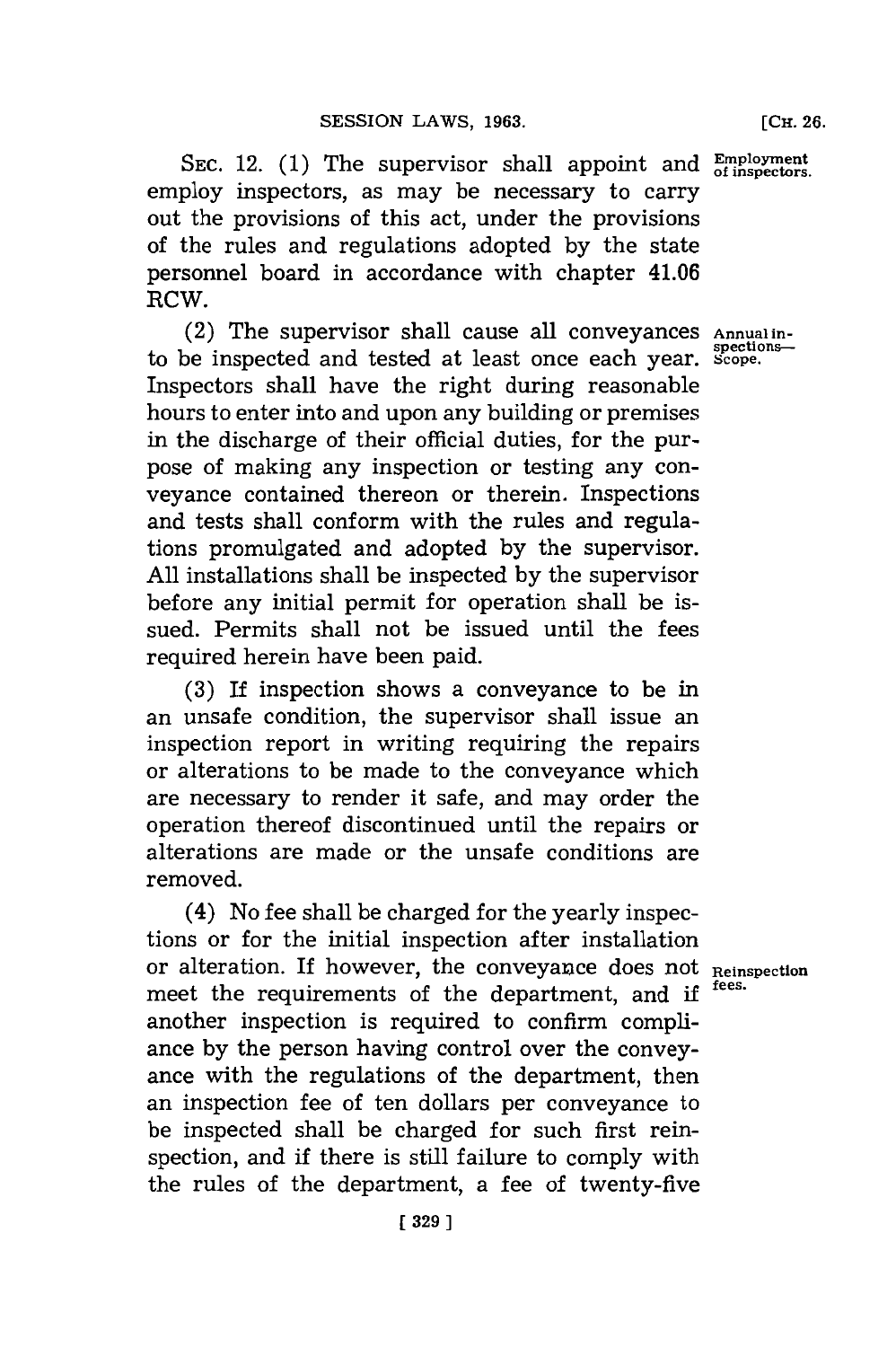SEC. 12. (1) The supervisor shall appoint and employ inspectors, as may be necessary to carry out the provisions of this act, under the provisions of the rules and regulations adopted by the state personnel board in accordance with chapter 41.06 RCW.

Employment of inspectors.

(2) The supervisor shall cause all conveyances to be inspected and tested at least once each year. Inspectors shall have the right during reasonable hours to enter into and upon any building or premises in the discharge of their official duties, for the purpose of making any inspection or testing any conveyance contained thereon or therein. Inspections and tests shall conform with the rules and regulations promulgated and adopted by the supervisor. All installations shall be inspected by the supervisor before any initial permit for operation shall be issued. Permits shall not be issued until the fees required herein have been paid.

Annual inspections—Scope.

(3) If inspection shows a conveyance to be in an unsafe condition, the supervisor shall issue an inspection report in writing requiring the repairs or alterations to be made to the conveyance which are necessary to render it safe, and may order the operation thereof discontinued until the repairs or alterations are made or the unsafe conditions are removed.

(4) No fee shall be charged for the yearly inspections or for the initial inspection after installation or alteration. If however, the conveyance does not meet the requirements of the department, and if another inspection is required to confirm compliance by the person having control over the conveyance with the regulations of the department, then an inspection fee of ten dollars per conveyance to be inspected shall be charged for such first reinspection, and if there is still failure to comply with the rules of the department, a fee of twenty-five

Reinspection fees.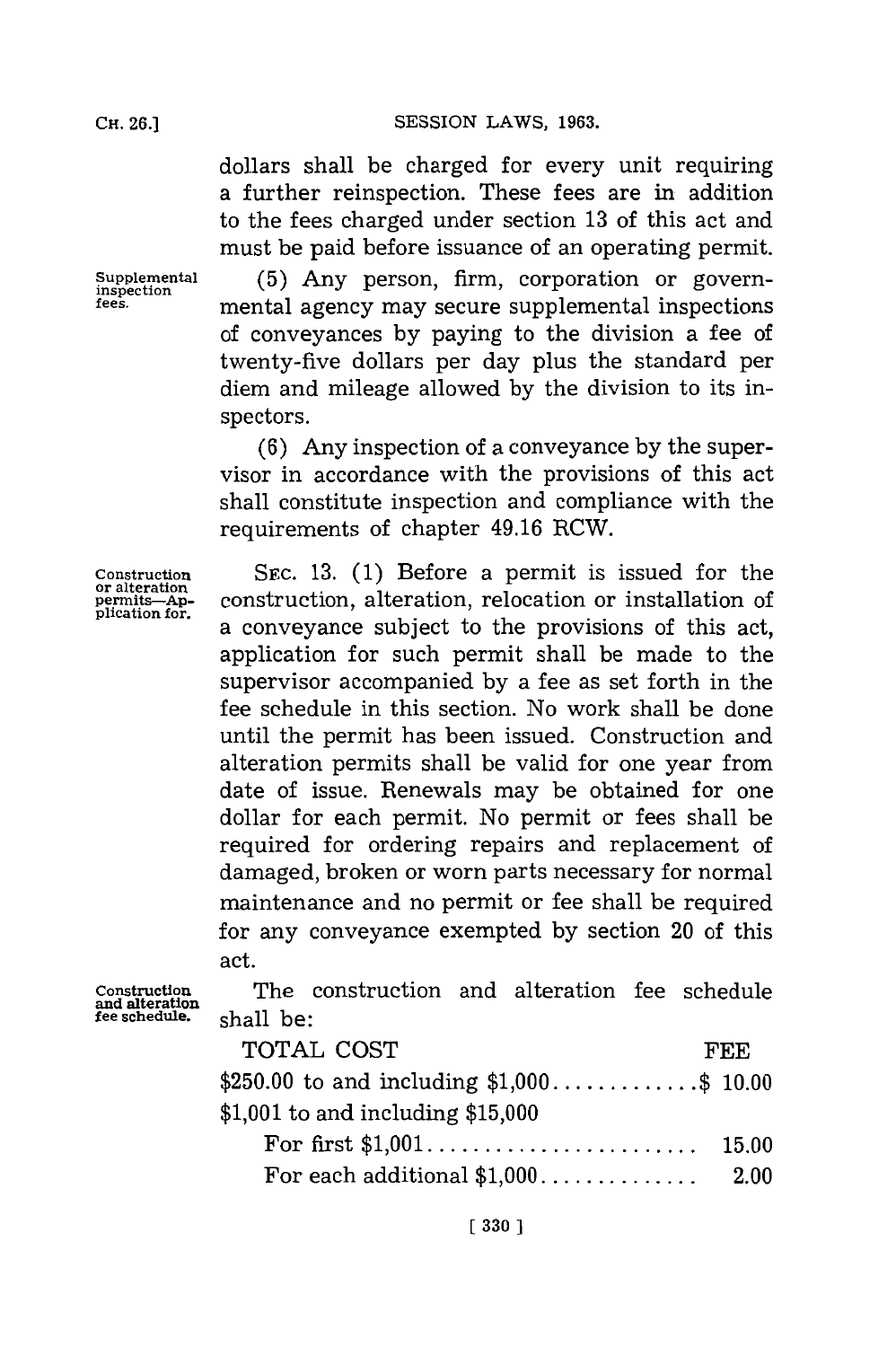dollars shall be charged for every unit requiring a further reinspection. These fees are in addition to the fees charged under section 13 of this act and must be paid before issuance of an operating permit.

Supplemental inspection fees.

(5) Any person, firm, corporation or governmental agency may secure supplemental inspections of conveyances by paying to the division a fee of twenty-five dollars per day plus the standard per diem and mileage allowed by the division to its inspectors.

(6) Any inspection of a conveyance by the supervisor in accordance with the provisions of this act shall constitute inspection and compliance with the requirements of chapter 49.16 RCW.

Construction or alteration permits—Application for.

SEC. 13. (1) Before a permit is issued for the construction, alteration, relocation or installation of a conveyance subject to the provisions of this act, application for such permit shall be made to the supervisor accompanied by a fee as set forth in the fee schedule in this section. No work shall be done until the permit has been issued. Construction and alteration permits shall be valid for one year from date of issue. Renewals may be obtained for one dollar for each permit. No permit or fees shall be required for ordering repairs and replacement of damaged, broken or worn parts necessary for normal maintenance and no permit or fee shall be required for any conveyance exempted by section 20 of this act.

Construction and alteration fee schedule.

The construction and alteration fee schedule shall be:

| TOTAL COST | FEE |
|---|---|
| $250.00 to and including $1,000 | $ 10.00 |
| $1,001 to and including $15,000 | |
| For first $1,001 | 15.00 |
| For each additional $1,000 | 2.00 |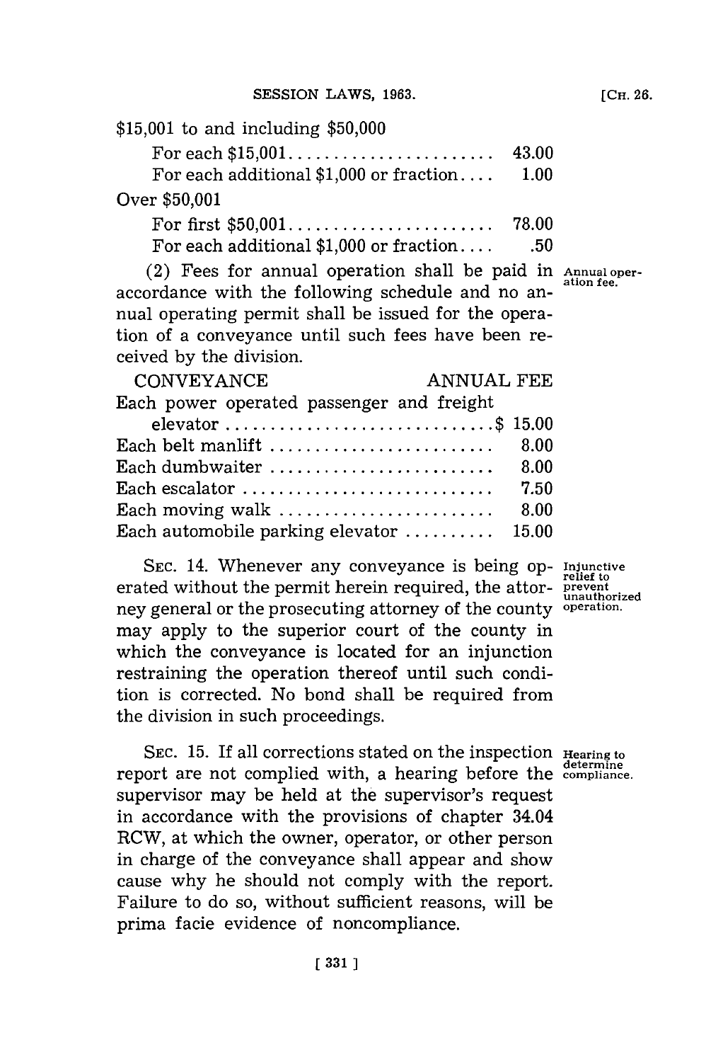$15,001 to and including $50,000

| | |
|---|---|
| For each $15,001 | 43.00 |
| For each additional $1,000 or fraction | 1.00 |

Over $50,001

| | |
|---|---|
| For first $50,001 | 78.00 |
| For each additional $1,000 or fraction | .50 |

(2) Fees for annual operation shall be paid in accordance with the following schedule and no annual operating permit shall be issued for the operation of a conveyance until such fees have been received by the division.

*Annual operation fee.*

| CONVEYANCE | ANNUAL FEE |
|---|---|
| Each power operated passenger and freight elevator | $ 15.00 |
| Each belt manlift | 8.00 |
| Each dumbwaiter | 8.00 |
| Each escalator | 7.50 |
| Each moving walk | 8.00 |
| Each automobile parking elevator | 15.00 |

SEC. 14. Whenever any conveyance is being operated without the permit herein required, the attorney general or the prosecuting attorney of the county may apply to the superior court of the county in which the conveyance is located for an injunction restraining the operation thereof until such condition is corrected. No bond shall be required from the division in such proceedings.

*Injunctive relief to prevent unauthorized operation.*

SEC. 15. If all corrections stated on the inspection report are not complied with, a hearing before the supervisor may be held at the supervisor's request in accordance with the provisions of chapter 34.04 RCW, at which the owner, operator, or other person in charge of the conveyance shall appear and show cause why he should not comply with the report. Failure to do so, without sufficient reasons, will be prima facie evidence of noncompliance.

*Hearing to determine compliance.*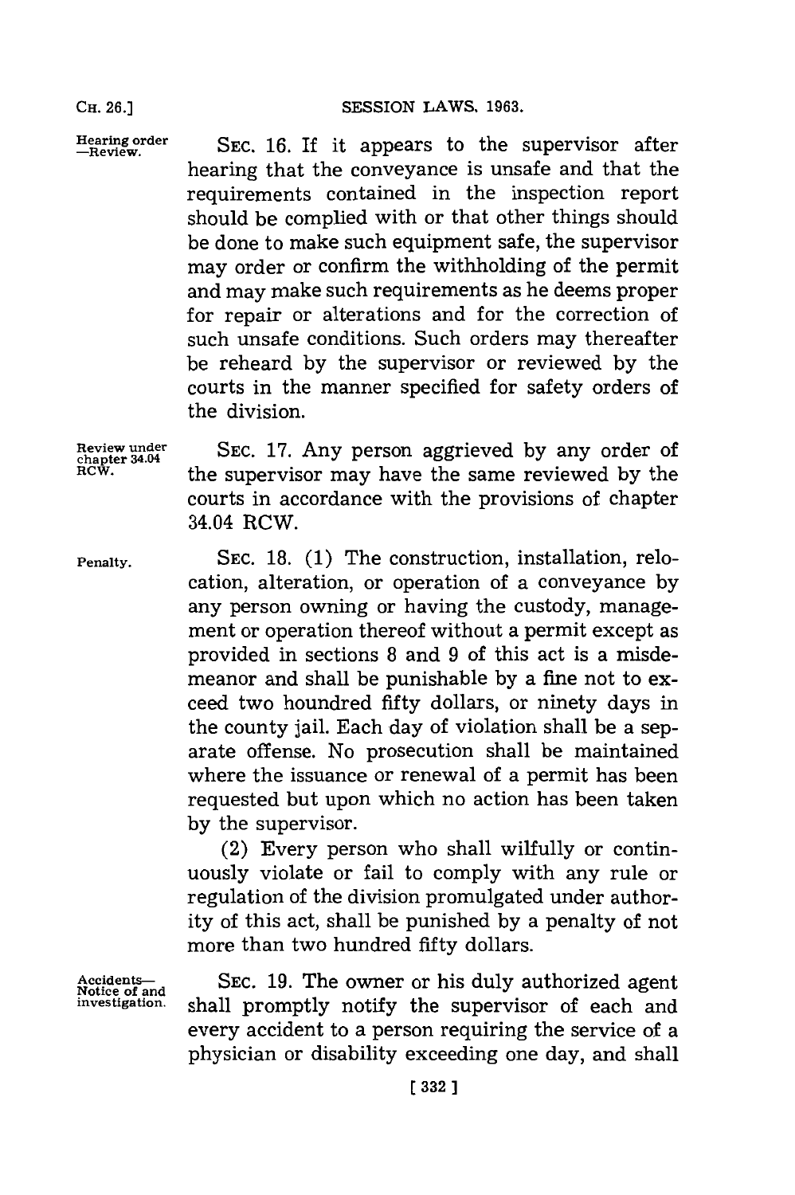**Hearing order —Review.** SEC. 16. If it appears to the supervisor after hearing that the conveyance is unsafe and that the requirements contained in the inspection report should be complied with or that other things should be done to make such equipment safe, the supervisor may order or confirm the withholding of the permit and may make such requirements as he deems proper for repair or alterations and for the correction of such unsafe conditions. Such orders may thereafter be reheard by the supervisor or reviewed by the courts in the manner specified for safety orders of the division.

**Review under chapter 34.04 RCW.** SEC. 17. Any person aggrieved by any order of the supervisor may have the same reviewed by the courts in accordance with the provisions of chapter 34.04 RCW.

**Penalty.** SEC. 18. (1) The construction, installation, relocation, alteration, or operation of a conveyance by any person owning or having the custody, management or operation thereof without a permit except as provided in sections 8 and 9 of this act is a misdemeanor and shall be punishable by a fine not to exceed two houndred fifty dollars, or ninety days in the county jail. Each day of violation shall be a separate offense. No prosecution shall be maintained where the issuance or renewal of a permit has been requested but upon which no action has been taken by the supervisor.

(2) Every person who shall wilfully or continuously violate or fail to comply with any rule or regulation of the division promulgated under authority of this act, shall be punished by a penalty of not more than two hundred fifty dollars.

**Accidents— Notice of and investigation.** SEC. 19. The owner or his duly authorized agent shall promptly notify the supervisor of each and every accident to a person requiring the service of a physician or disability exceeding one day, and shall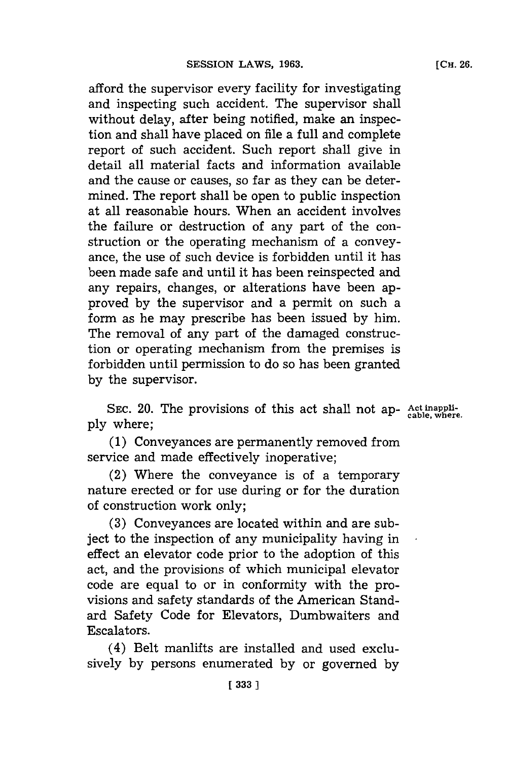afford the supervisor every facility for investigating and inspecting such accident. The supervisor shall without delay, after being notified, make an inspection and shall have placed on file a full and complete report of such accident. Such report shall give in detail all material facts and information available and the cause or causes, so far as they can be determined. The report shall be open to public inspection at all reasonable hours. When an accident involves the failure or destruction of any part of the construction or the operating mechanism of a conveyance, the use of such device is forbidden until it has been made safe and until it has been reinspected and any repairs, changes, or alterations have been approved by the supervisor and a permit on such a form as he may prescribe has been issued by him. The removal of any part of the damaged construction or operating mechanism from the premises is forbidden until permission to do so has been granted by the supervisor.

SEC. 20. The provisions of this act shall not apply where; *Act inapplicable, where.*

(1) Conveyances are permanently removed from service and made effectively inoperative;

(2) Where the conveyance is of a temporary nature erected or for use during or for the duration of construction work only;

(3) Conveyances are located within and are subject to the inspection of any municipality having in effect an elevator code prior to the adoption of this act, and the provisions of which municipal elevator code are equal to or in conformity with the provisions and safety standards of the American Standard Safety Code for Elevators, Dumbwaiters and Escalators.

(4) Belt manlifts are installed and used exclusively by persons enumerated by or governed by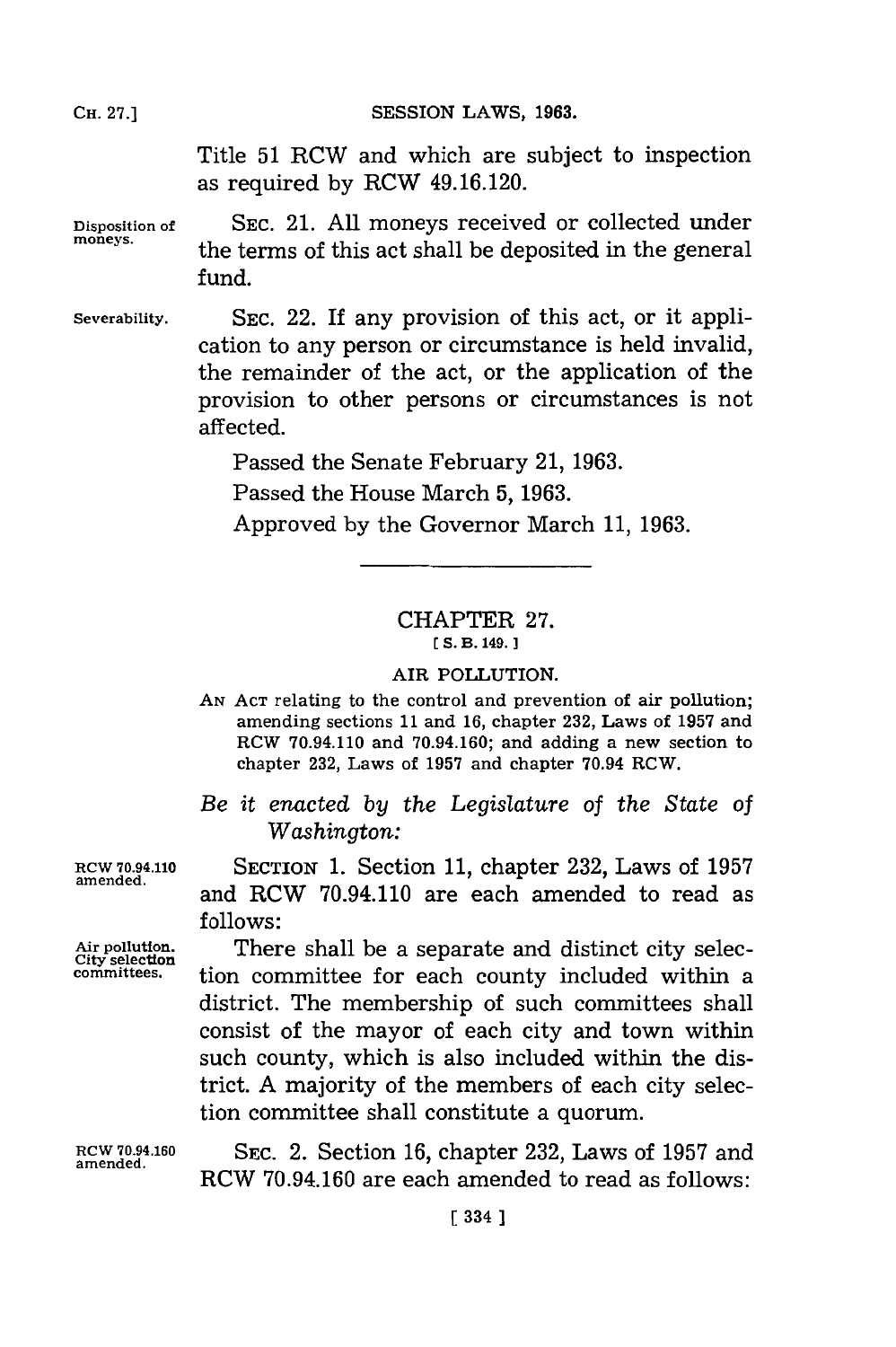Title 51 RCW and which are subject to inspection as required by RCW 49.16.120.

Disposition of moneys. SEC. 21. All moneys received or collected under the terms of this act shall be deposited in the general fund.

Severability. SEC. 22. If any provision of this act, or it application to any person or circumstance is held invalid, the remainder of the act, or the application of the provision to other persons or circumstances is not affected.

Passed the Senate February 21, 1963.

Passed the House March 5, 1963.

Approved by the Governor March 11, 1963.

---

## CHAPTER 27.

[ S. B. 149. ]

### AIR POLLUTION.

AN ACT relating to the control and prevention of air pollution; amending sections 11 and 16, chapter 232, Laws of 1957 and RCW 70.94.110 and 70.94.160; and adding a new section to chapter 232, Laws of 1957 and chapter 70.94 RCW.

*Be it enacted by the Legislature of the State of Washington:*

RCW 70.94.110 amended. SECTION 1. Section 11, chapter 232, Laws of 1957 and RCW 70.94.110 are each amended to read as follows:

Air pollution. City selection committees. There shall be a separate and distinct city selection committee for each county included within a district. The membership of such committees shall consist of the mayor of each city and town within such county, which is also included within the district. A majority of the members of each city selection committee shall constitute a quorum.

RCW 70.94.160 amended. SEC. 2. Section 16, chapter 232, Laws of 1957 and RCW 70.94.160 are each amended to read as follows: